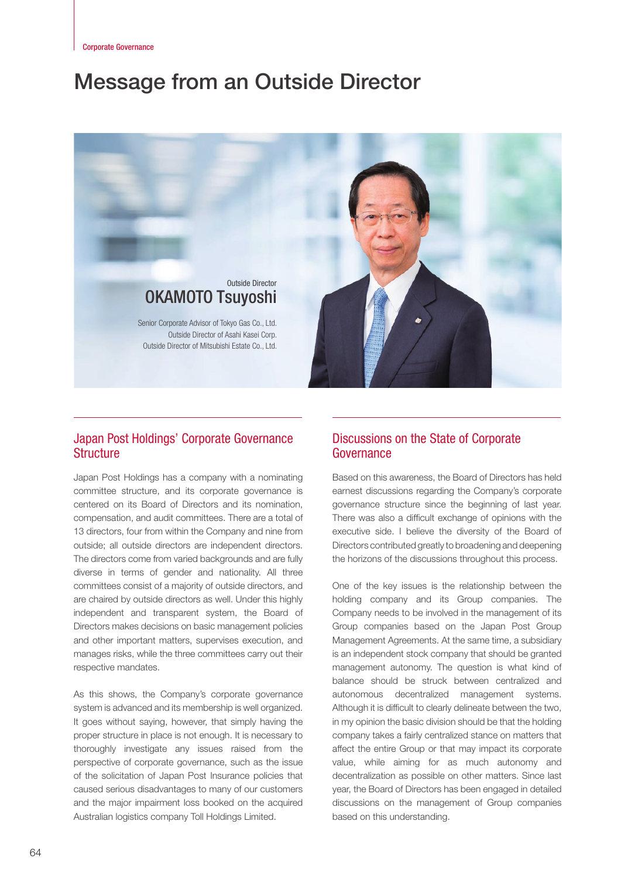# Message from an Outside Director

Outside Director

**OKAMOTO Tsuyoshi**

Senior Corporate Advisor of Tokyo Gas Co., Ltd.
Outside Director of Asahi Kasei Corp.
Outside Director of Mitsubishi Estate Co., Ltd.

## Japan Post Holdings' Corporate Governance Structure

Japan Post Holdings has a company with a nominating committee structure, and its corporate governance is centered on its Board of Directors and its nomination, compensation, and audit committees. There are a total of 13 directors, four from within the Company and nine from outside; all outside directors are independent directors. The directors come from varied backgrounds and are fully diverse in terms of gender and nationality. All three committees consist of a majority of outside directors, and are chaired by outside directors as well. Under this highly independent and transparent system, the Board of Directors makes decisions on basic management policies and other important matters, supervises execution, and manages risks, while the three committees carry out their respective mandates.

As this shows, the Company's corporate governance system is advanced and its membership is well organized. It goes without saying, however, that simply having the proper structure in place is not enough. It is necessary to thoroughly investigate any issues raised from the perspective of corporate governance, such as the issue of the solicitation of Japan Post Insurance policies that caused serious disadvantages to many of our customers and the major impairment loss booked on the acquired Australian logistics company Toll Holdings Limited.

## Discussions on the State of Corporate Governance

Based on this awareness, the Board of Directors has held earnest discussions regarding the Company's corporate governance structure since the beginning of last year. There was also a difficult exchange of opinions with the executive side. I believe the diversity of the Board of Directors contributed greatly to broadening and deepening the horizons of the discussions throughout this process.

One of the key issues is the relationship between the holding company and its Group companies. The Company needs to be involved in the management of its Group companies based on the Japan Post Group Management Agreements. At the same time, a subsidiary is an independent stock company that should be granted management autonomy. The question is what kind of balance should be struck between centralized and autonomous decentralized management systems. Although it is difficult to clearly delineate between the two, in my opinion the basic division should be that the holding company takes a fairly centralized stance on matters that affect the entire Group or that may impact its corporate value, while aiming for as much autonomy and decentralization as possible on other matters. Since last year, the Board of Directors has been engaged in detailed discussions on the management of Group companies based on this understanding.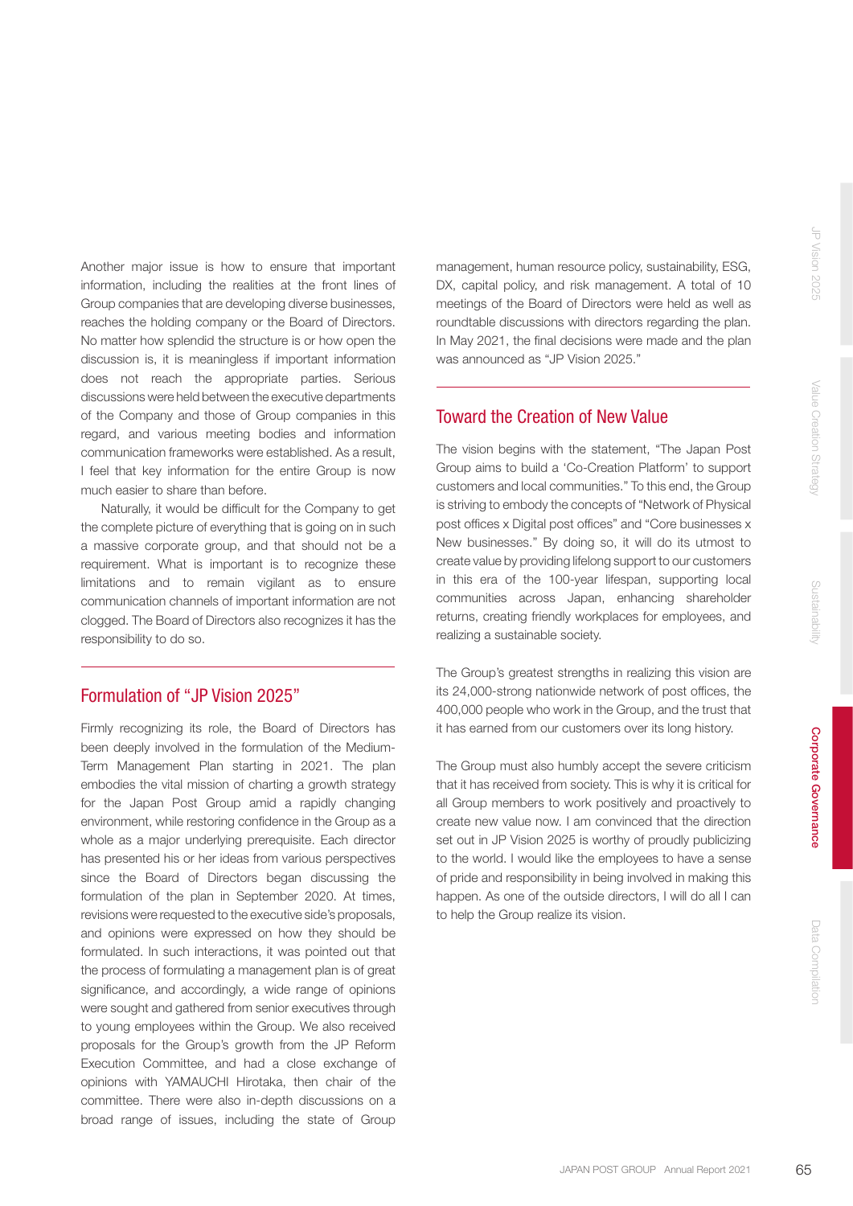Another major issue is how to ensure that important information, including the realities at the front lines of Group companies that are developing diverse businesses, reaches the holding company or the Board of Directors. No matter how splendid the structure is or how open the discussion is, it is meaningless if important information does not reach the appropriate parties. Serious discussions were held between the executive departments of the Company and those of Group companies in this regard, and various meeting bodies and information communication frameworks were established. As a result, I feel that key information for the entire Group is now much easier to share than before.

Naturally, it would be difficult for the Company to get the complete picture of everything that is going on in such a massive corporate group, and that should not be a requirement. What is important is to recognize these limitations and to remain vigilant as to ensure communication channels of important information are not clogged. The Board of Directors also recognizes it has the responsibility to do so.

## Formulation of "JP Vision 2025"

Firmly recognizing its role, the Board of Directors has been deeply involved in the formulation of the Medium-Term Management Plan starting in 2021. The plan embodies the vital mission of charting a growth strategy for the Japan Post Group amid a rapidly changing environment, while restoring confidence in the Group as a whole as a major underlying prerequisite. Each director has presented his or her ideas from various perspectives since the Board of Directors began discussing the formulation of the plan in September 2020. At times, revisions were requested to the executive side's proposals, and opinions were expressed on how they should be formulated. In such interactions, it was pointed out that the process of formulating a management plan is of great significance, and accordingly, a wide range of opinions were sought and gathered from senior executives through to young employees within the Group. We also received proposals for the Group's growth from the JP Reform Execution Committee, and had a close exchange of opinions with YAMAUCHI Hirotaka, then chair of the committee. There were also in-depth discussions on a broad range of issues, including the state of Group management, human resource policy, sustainability, ESG, DX, capital policy, and risk management. A total of 10 meetings of the Board of Directors were held as well as roundtable discussions with directors regarding the plan. In May 2021, the final decisions were made and the plan was announced as "JP Vision 2025."

## Toward the Creation of New Value

The vision begins with the statement, "The Japan Post Group aims to build a 'Co-Creation Platform' to support customers and local communities." To this end, the Group is striving to embody the concepts of "Network of Physical post offices x Digital post offices" and "Core businesses x New businesses." By doing so, it will do its utmost to create value by providing lifelong support to our customers in this era of the 100-year lifespan, supporting local communities across Japan, enhancing shareholder returns, creating friendly workplaces for employees, and realizing a sustainable society.

The Group's greatest strengths in realizing this vision are its 24,000-strong nationwide network of post offices, the 400,000 people who work in the Group, and the trust that it has earned from our customers over its long history.

The Group must also humbly accept the severe criticism that it has received from society. This is why it is critical for all Group members to work positively and proactively to create new value now. I am convinced that the direction set out in JP Vision 2025 is worthy of proudly publicizing to the world. I would like the employees to have a sense of pride and responsibility in being involved in making this happen. As one of the outside directors, I will do all I can to help the Group realize its vision.